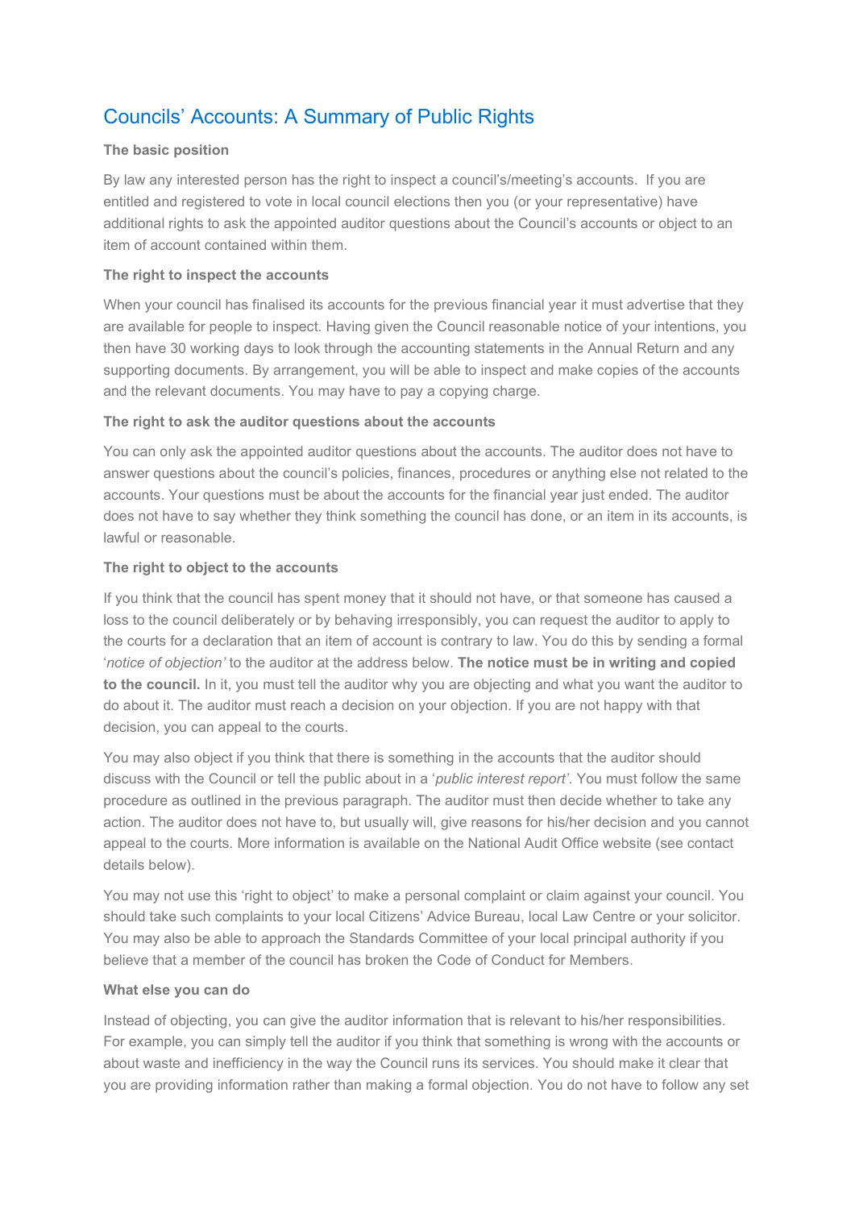# Councils' Accounts: A Summary of Public Rights

**The basic position**

By law any interested person has the right to inspect a council's/meeting's accounts. If you are entitled and registered to vote in local council elections then you (or your representative) have additional rights to ask the appointed auditor questions about the Council's accounts or object to an item of account contained within them.

**The right to inspect the accounts**

When your council has finalised its accounts for the previous financial year it must advertise that they are available for people to inspect. Having given the Council reasonable notice of your intentions, you then have 30 working days to look through the accounting statements in the Annual Return and any supporting documents. By arrangement, you will be able to inspect and make copies of the accounts and the relevant documents. You may have to pay a copying charge.

**The right to ask the auditor questions about the accounts**

You can only ask the appointed auditor questions about the accounts. The auditor does not have to answer questions about the council's policies, finances, procedures or anything else not related to the accounts. Your questions must be about the accounts for the financial year just ended. The auditor does not have to say whether they think something the council has done, or an item in its accounts, is lawful or reasonable.

**The right to object to the accounts**

If you think that the council has spent money that it should not have, or that someone has caused a loss to the council deliberately or by behaving irresponsibly, you can request the auditor to apply to the courts for a declaration that an item of account is contrary to law. You do this by sending a formal '*notice of objection'* to the auditor at the address below. **The notice must be in writing and copied to the council.** In it, you must tell the auditor why you are objecting and what you want the auditor to do about it. The auditor must reach a decision on your objection. If you are not happy with that decision, you can appeal to the courts.

You may also object if you think that there is something in the accounts that the auditor should discuss with the Council or tell the public about in a '*public interest report*'. You must follow the same procedure as outlined in the previous paragraph. The auditor must then decide whether to take any action. The auditor does not have to, but usually will, give reasons for his/her decision and you cannot appeal to the courts. More information is available on the National Audit Office website (see contact details below).

You may not use this 'right to object' to make a personal complaint or claim against your council. You should take such complaints to your local Citizens' Advice Bureau, local Law Centre or your solicitor. You may also be able to approach the Standards Committee of your local principal authority if you believe that a member of the council has broken the Code of Conduct for Members.

**What else you can do**

Instead of objecting, you can give the auditor information that is relevant to his/her responsibilities. For example, you can simply tell the auditor if you think that something is wrong with the accounts or about waste and inefficiency in the way the Council runs its services. You should make it clear that you are providing information rather than making a formal objection. You do not have to follow any set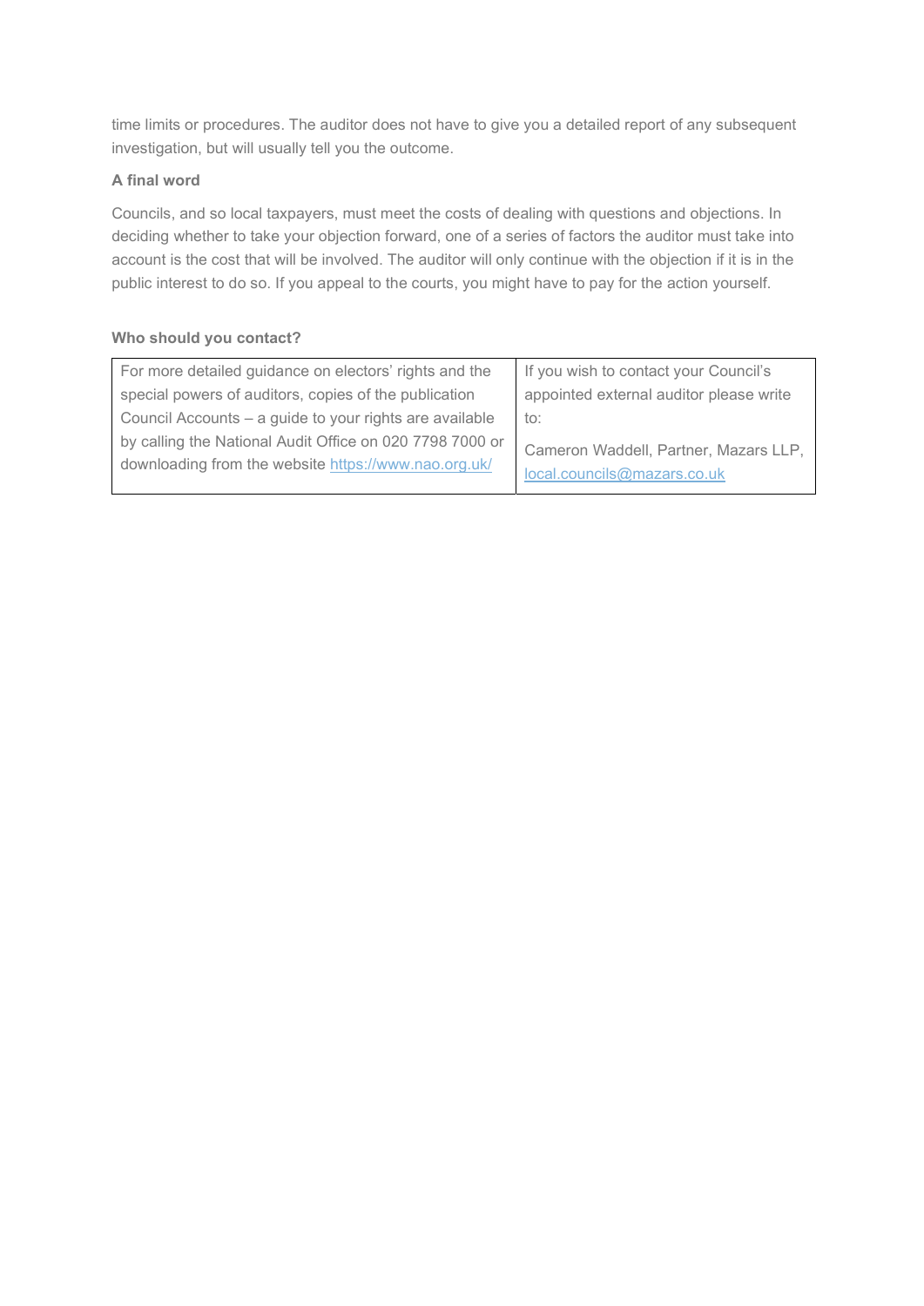time limits or procedures. The auditor does not have to give you a detailed report of any subsequent investigation, but will usually tell you the outcome.

**A final word**

Councils, and so local taxpayers, must meet the costs of dealing with questions and objections. In deciding whether to take your objection forward, one of a series of factors the auditor must take into account is the cost that will be involved. The auditor will only continue with the objection if it is in the public interest to do so. If you appeal to the courts, you might have to pay for the action yourself.

**Who should you contact?**

| | |
|---|---|
| For more detailed guidance on electors' rights and the special powers of auditors, copies of the publication Council Accounts – a guide to your rights are available by calling the National Audit Office on 020 7798 7000 or downloading from the website https://www.nao.org.uk/ | If you wish to contact your Council's appointed external auditor please write to:<br><br>Cameron Waddell, Partner, Mazars LLP, local.councils@mazars.co.uk |